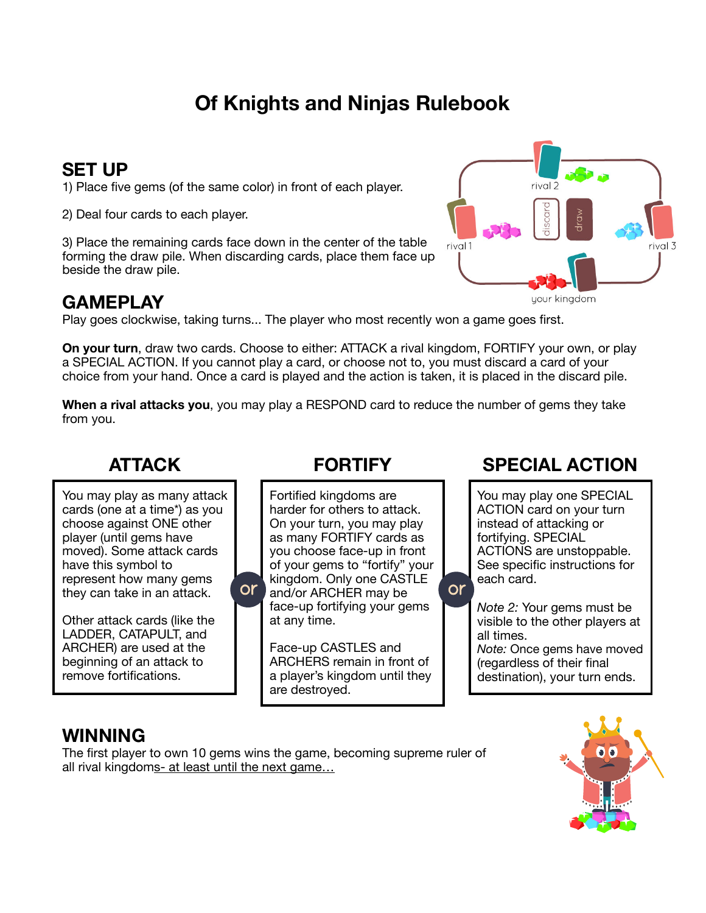# Of Knights and Ninjas Rulebook

## SET UP

1) Place five gems (of the same color) in front of each player.

2) Deal four cards to each player.

3) Place the remaining cards face down in the center of the table forming the draw pile. When discarding cards, place them face up beside the draw pile.

rival 2

discard

draw

rival 1

rival 3

your kingdom

## GAMEPLAY

Play goes clockwise, taking turns... The player who most recently won a game goes first.

**On your turn**, draw two cards. Choose to either: ATTACK a rival kingdom, FORTIFY your own, or play a SPECIAL ACTION. If you cannot play a card, or choose not to, you must discard a card of your choice from your hand. Once a card is played and the action is taken, it is placed in the discard pile.

**When a rival attacks you**, you may play a RESPOND card to reduce the number of gems they take from you.

### ATTACK

You may play as many attack cards (one at a time*) as you choose against ONE other player (until gems have moved). Some attack cards have this symbol to represent how many gems they can take in an attack.

Other attack cards (like the LADDER, CATAPULT, and ARCHER) are used at the beginning of an attack to remove fortifications.

or

### FORTIFY

Fortified kingdoms are harder for others to attack. On your turn, you may play as many FORTIFY cards as you choose face-up in front of your gems to "fortify" your kingdom. Only one CASTLE and/or ARCHER may be face-up fortifying your gems at any time.

Face-up CASTLES and ARCHERS remain in front of a player's kingdom until they are destroyed.

or

### SPECIAL ACTION

You may play one SPECIAL ACTION card on your turn instead of attacking or fortifying. SPECIAL ACTIONS are unstoppable. See specific instructions for each card.

*Note 2:* Your gems must be visible to the other players at all times.
*Note:* Once gems have moved (regardless of their final destination), your turn ends.

## WINNING

The first player to own 10 gems wins the game, becoming supreme ruler of all rival kingdoms- at least until the next game…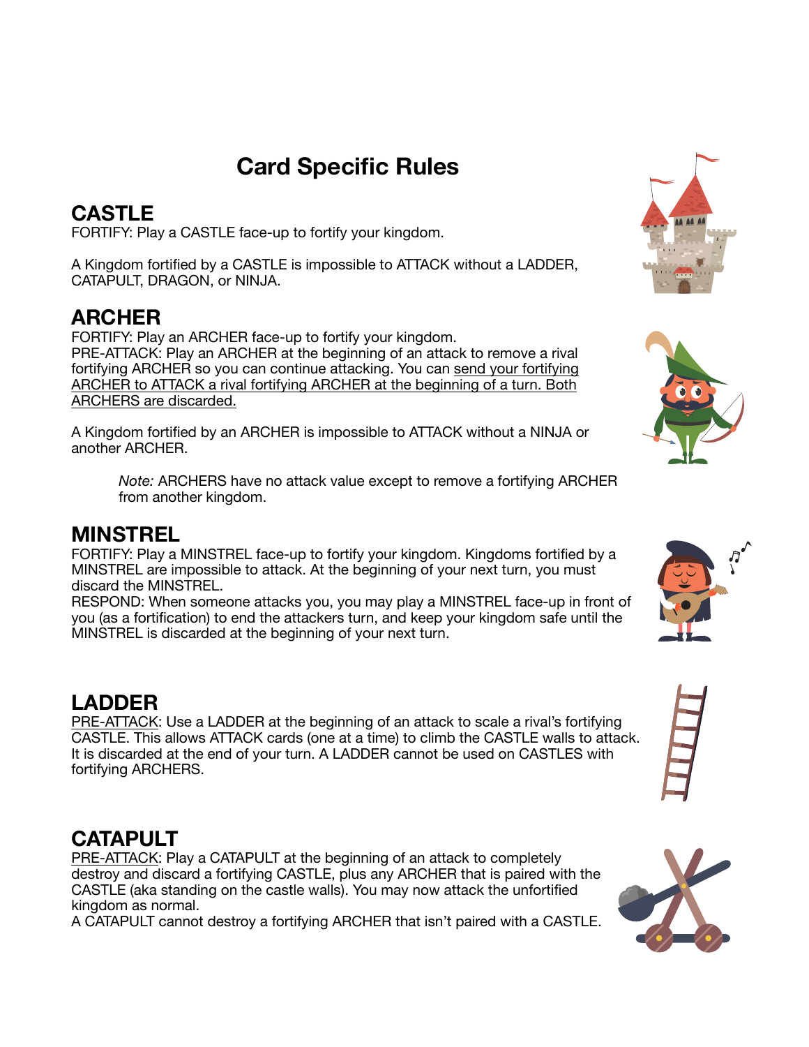# Card Specific Rules

## CASTLE

FORTIFY: Play a CASTLE face-up to fortify your kingdom.

A Kingdom fortified by a CASTLE is impossible to ATTACK without a LADDER, CATAPULT, DRAGON, or NINJA.

## ARCHER

FORTIFY: Play an ARCHER face-up to fortify your kingdom.
PRE-ATTACK: Play an ARCHER at the beginning of an attack to remove a rival fortifying ARCHER so you can continue attacking. You can send your fortifying ARCHER to ATTACK a rival fortifying ARCHER at the beginning of a turn. Both ARCHERS are discarded.

A Kingdom fortified by an ARCHER is impossible to ATTACK without a NINJA or another ARCHER.

> *Note:* ARCHERS have no attack value except to remove a fortifying ARCHER from another kingdom.

## MINSTREL

FORTIFY: Play a MINSTREL face-up to fortify your kingdom. Kingdoms fortified by a MINSTREL are impossible to attack. At the beginning of your next turn, you must discard the MINSTREL.
RESPOND: When someone attacks you, you may play a MINSTREL face-up in front of you (as a fortification) to end the attackers turn, and keep your kingdom safe until the MINSTREL is discarded at the beginning of your next turn.

## LADDER

PRE-ATTACK: Use a LADDER at the beginning of an attack to scale a rival's fortifying CASTLE. This allows ATTACK cards (one at a time) to climb the CASTLE walls to attack. It is discarded at the end of your turn. A LADDER cannot be used on CASTLES with fortifying ARCHERS.

## CATAPULT

PRE-ATTACK: Play a CATAPULT at the beginning of an attack to completely destroy and discard a fortifying CASTLE, plus any ARCHER that is paired with the CASTLE (aka standing on the castle walls). You may now attack the unfortified kingdom as normal.
A CATAPULT cannot destroy a fortifying ARCHER that isn't paired with a CASTLE.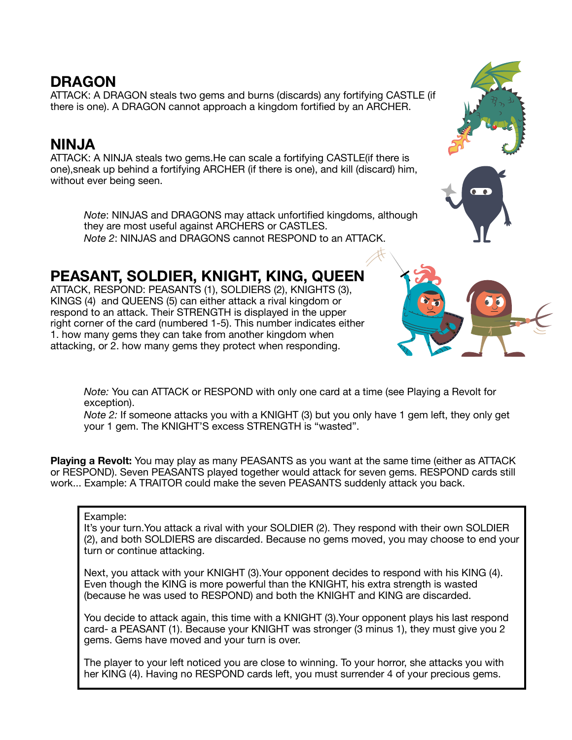## DRAGON

ATTACK: A DRAGON steals two gems and burns (discards) any fortifying CASTLE (if there is one). A DRAGON cannot approach a kingdom fortified by an ARCHER.

## NINJA

ATTACK: A NINJA steals two gems.He can scale a fortifying CASTLE(if there is one),sneak up behind a fortifying ARCHER (if there is one), and kill (discard) him, without ever being seen.

> *Note*: NINJAS and DRAGONS may attack unfortified kingdoms, although they are most useful against ARCHERS or CASTLES.
> *Note 2*: NINJAS and DRAGONS cannot RESPOND to an ATTACK.

## PEASANT, SOLDIER, KNIGHT, KING, QUEEN

ATTACK, RESPOND: PEASANTS (1), SOLDIERS (2), KNIGHTS (3), KINGS (4) and QUEENS (5) can either attack a rival kingdom or respond to an attack. Their STRENGTH is displayed in the upper right corner of the card (numbered 1-5). This number indicates either 1. how many gems they can take from another kingdom when attacking, or 2. how many gems they protect when responding.

> *Note:* You can ATTACK or RESPOND with only one card at a time (see Playing a Revolt for exception).
> *Note 2:* If someone attacks you with a KNIGHT (3) but you only have 1 gem left, they only get your 1 gem. The KNIGHT'S excess STRENGTH is "wasted".

**Playing a Revolt:** You may play as many PEASANTS as you want at the same time (either as ATTACK or RESPOND). Seven PEASANTS played together would attack for seven gems. RESPOND cards still work... Example: A TRAITOR could make the seven PEASANTS suddenly attack you back.

> Example:
> It's your turn.You attack a rival with your SOLDIER (2). They respond with their own SOLDIER (2), and both SOLDIERS are discarded. Because no gems moved, you may choose to end your turn or continue attacking.
>
> Next, you attack with your KNIGHT (3).Your opponent decides to respond with his KING (4). Even though the KING is more powerful than the KNIGHT, his extra strength is wasted (because he was used to RESPOND) and both the KNIGHT and KING are discarded.
>
> You decide to attack again, this time with a KNIGHT (3).Your opponent plays his last respond card- a PEASANT (1). Because your KNIGHT was stronger (3 minus 1), they must give you 2 gems. Gems have moved and your turn is over.
>
> The player to your left noticed you are close to winning. To your horror, she attacks you with her KING (4). Having no RESPOND cards left, you must surrender 4 of your precious gems.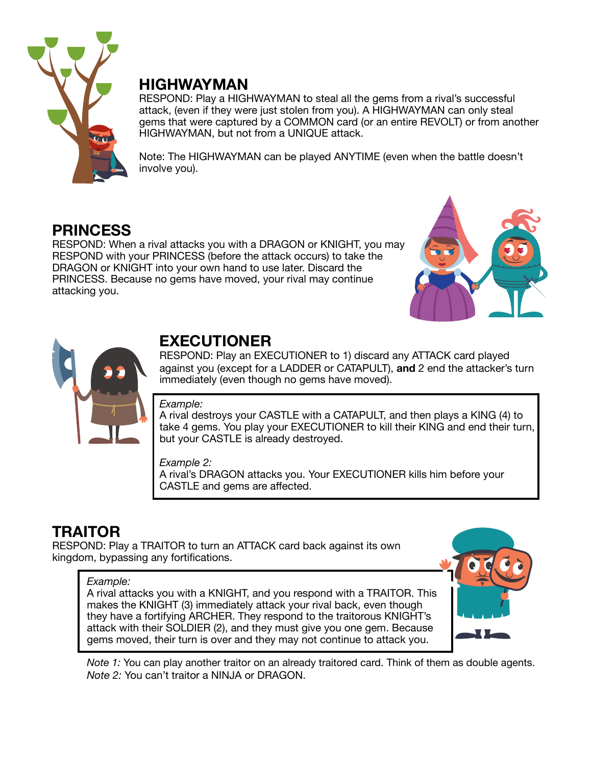## HIGHWAYMAN

RESPOND: Play a HIGHWAYMAN to steal all the gems from a rival's successful attack, (even if they were just stolen from you). A HIGHWAYMAN can only steal gems that were captured by a COMMON card (or an entire REVOLT) or from another HIGHWAYMAN, but not from a UNIQUE attack.

Note: The HIGHWAYMAN can be played ANYTIME (even when the battle doesn't involve you).

## PRINCESS

RESPOND: When a rival attacks you with a DRAGON or KNIGHT, you may RESPOND with your PRINCESS (before the attack occurs) to take the DRAGON or KNIGHT into your own hand to use later. Discard the PRINCESS. Because no gems have moved, your rival may continue attacking you.

## EXECUTIONER

RESPOND: Play an EXECUTIONER to 1) discard any ATTACK card played against you (except for a LADDER or CATAPULT), **and** 2 end the attacker's turn immediately (even though no gems have moved).

*Example:*
A rival destroys your CASTLE with a CATAPULT, and then plays a KING (4) to take 4 gems. You play your EXECUTIONER to kill their KING and end their turn, but your CASTLE is already destroyed.

*Example 2:*
A rival's DRAGON attacks you. Your EXECUTIONER kills him before your CASTLE and gems are affected.

## TRAITOR

RESPOND: Play a TRAITOR to turn an ATTACK card back against its own kingdom, bypassing any fortifications.

*Example:*
A rival attacks you with a KNIGHT, and you respond with a TRAITOR. This makes the KNIGHT (3) immediately attack your rival back, even though they have a fortifying ARCHER. They respond to the traitorous KNIGHT's attack with their SOLDIER (2), and they must give you one gem. Because gems moved, their turn is over and they may not continue to attack you.

*Note 1:* You can play another traitor on an already traitored card. Think of them as double agents.
*Note 2:* You can't traitor a NINJA or DRAGON.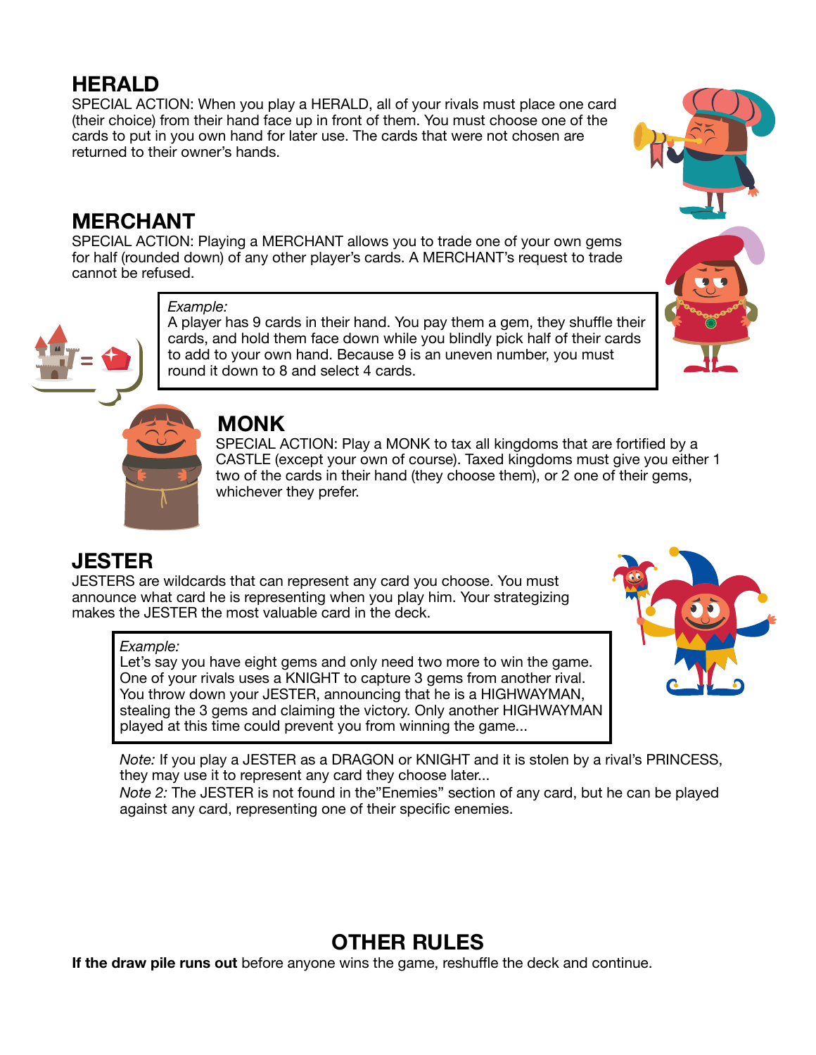## HERALD

SPECIAL ACTION: When you play a HERALD, all of your rivals must place one card (their choice) from their hand face up in front of them. You must choose one of the cards to put in you own hand for later use. The cards that were not chosen are returned to their owner's hands.

## MERCHANT

SPECIAL ACTION: Playing a MERCHANT allows you to trade one of your own gems for half (rounded down) of any other player's cards. A MERCHANT's request to trade cannot be refused.

> *Example:*
> A player has 9 cards in their hand. You pay them a gem, they shuffle their cards, and hold them face down while you blindly pick half of their cards to add to your own hand. Because 9 is an uneven number, you must round it down to 8 and select 4 cards.

## MONK

SPECIAL ACTION: Play a MONK to tax all kingdoms that are fortified by a CASTLE (except your own of course). Taxed kingdoms must give you either 1 two of the cards in their hand (they choose them), or 2 one of their gems, whichever they prefer.

## JESTER

JESTERS are wildcards that can represent any card you choose. You must announce what card he is representing when you play him. Your strategizing makes the JESTER the most valuable card in the deck.

> *Example:*
> Let's say you have eight gems and only need two more to win the game. One of your rivals uses a KNIGHT to capture 3 gems from another rival. You throw down your JESTER, announcing that he is a HIGHWAYMAN, stealing the 3 gems and claiming the victory. Only another HIGHWAYMAN played at this time could prevent you from winning the game...

*Note:* If you play a JESTER as a DRAGON or KNIGHT and it is stolen by a rival's PRINCESS, they may use it to represent any card they choose later...

*Note 2:* The JESTER is not found in the"Enemies" section of any card, but he can be played against any card, representing one of their specific enemies.

# OTHER RULES

**If the draw pile runs out** before anyone wins the game, reshuffle the deck and continue.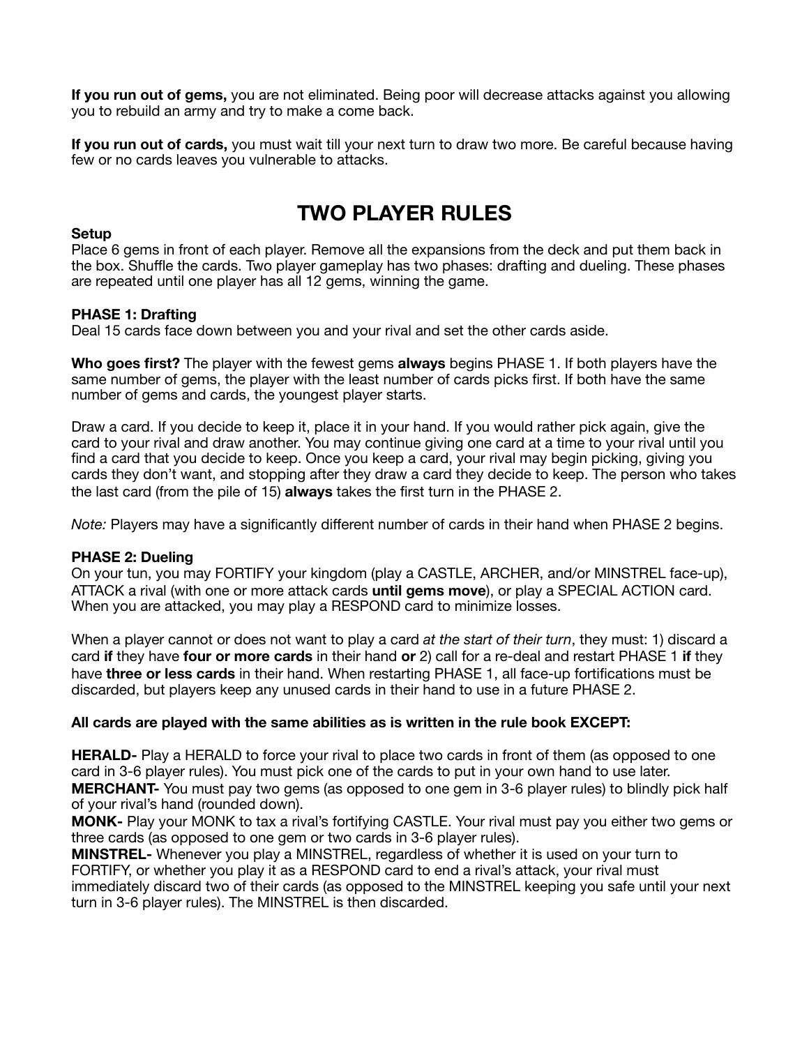**If you run out of gems,** you are not eliminated. Being poor will decrease attacks against you allowing you to rebuild an army and try to make a come back.

**If you run out of cards,** you must wait till your next turn to draw two more. Be careful because having few or no cards leaves you vulnerable to attacks.

# TWO PLAYER RULES

**Setup**
Place 6 gems in front of each player. Remove all the expansions from the deck and put them back in the box. Shuffle the cards. Two player gameplay has two phases: drafting and dueling. These phases are repeated until one player has all 12 gems, winning the game.

**PHASE 1: Drafting**
Deal 15 cards face down between you and your rival and set the other cards aside.

**Who goes first?** The player with the fewest gems **always** begins PHASE 1. If both players have the same number of gems, the player with the least number of cards picks first. If both have the same number of gems and cards, the youngest player starts.

Draw a card. If you decide to keep it, place it in your hand. If you would rather pick again, give the card to your rival and draw another. You may continue giving one card at a time to your rival until you find a card that you decide to keep. Once you keep a card, your rival may begin picking, giving you cards they don't want, and stopping after they draw a card they decide to keep. The person who takes the last card (from the pile of 15) **always** takes the first turn in the PHASE 2.

*Note:* Players may have a significantly different number of cards in their hand when PHASE 2 begins.

**PHASE 2: Dueling**
On your tun, you may FORTIFY your kingdom (play a CASTLE, ARCHER, and/or MINSTREL face-up), ATTACK a rival (with one or more attack cards **until gems move**), or play a SPECIAL ACTION card. When you are attacked, you may play a RESPOND card to minimize losses.

When a player cannot or does not want to play a card *at the start of their turn*, they must: 1) discard a card **if** they have **four or more cards** in their hand **or** 2) call for a re-deal and restart PHASE 1 **if** they have **three or less cards** in their hand. When restarting PHASE 1, all face-up fortifications must be discarded, but players keep any unused cards in their hand to use in a future PHASE 2.

**All cards are played with the same abilities as is written in the rule book EXCEPT:**

**HERALD-** Play a HERALD to force your rival to place two cards in front of them (as opposed to one card in 3-6 player rules). You must pick one of the cards to put in your own hand to use later.
**MERCHANT-** You must pay two gems (as opposed to one gem in 3-6 player rules) to blindly pick half of your rival's hand (rounded down).
**MONK-** Play your MONK to tax a rival's fortifying CASTLE. Your rival must pay you either two gems or three cards (as opposed to one gem or two cards in 3-6 player rules).
**MINSTREL-** Whenever you play a MINSTREL, regardless of whether it is used on your turn to FORTIFY, or whether you play it as a RESPOND card to end a rival's attack, your rival must immediately discard two of their cards (as opposed to the MINSTREL keeping you safe until your next turn in 3-6 player rules). The MINSTREL is then discarded.